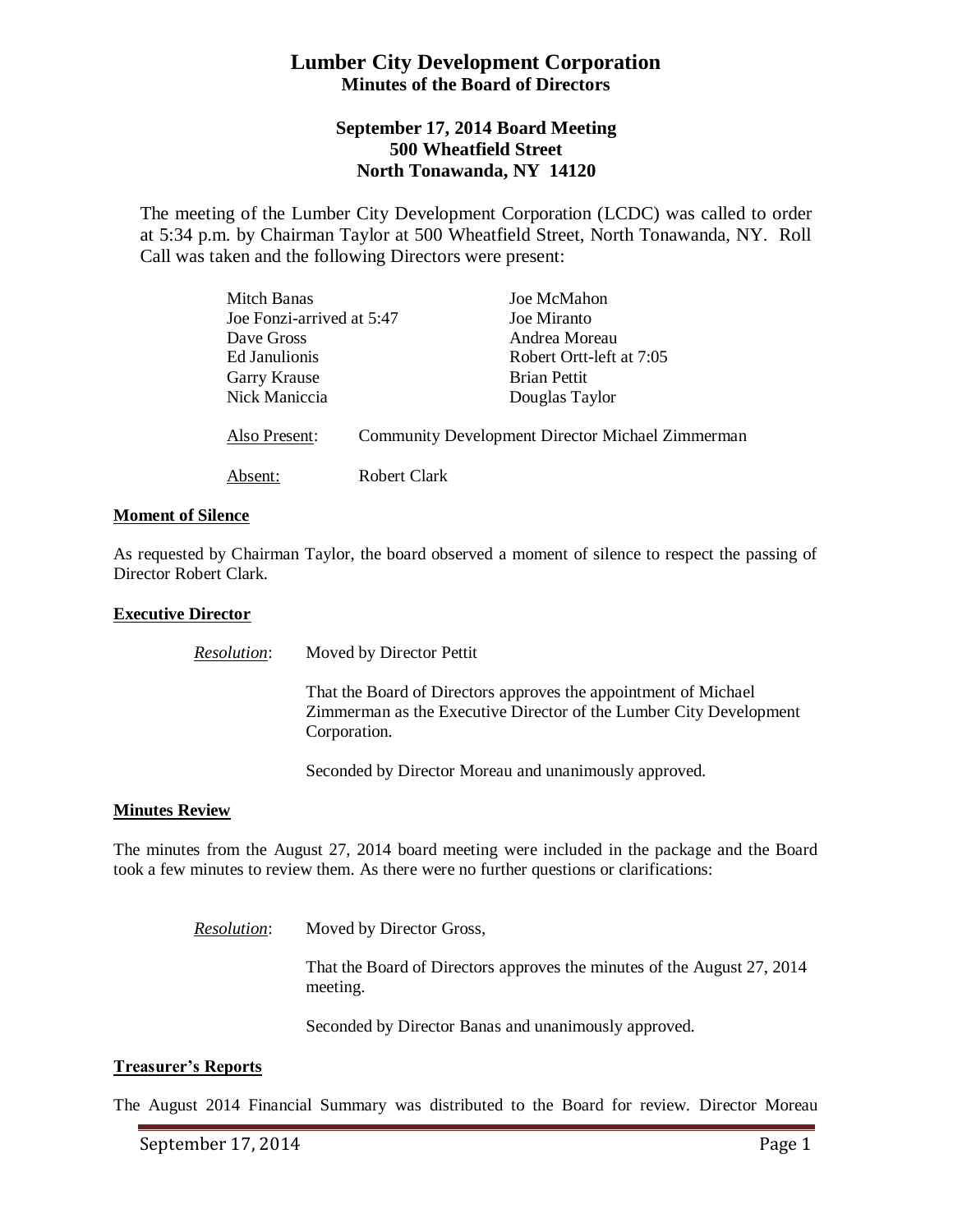# Lumber City Development Corporation
## Minutes of the Board of Directors

### September 17, 2014 Board Meeting
### 500 Wheatfield Street
### North Tonawanda, NY 14120

The meeting of the Lumber City Development Corporation (LCDC) was called to order at 5:34 p.m. by Chairman Taylor at 500 Wheatfield Street, North Tonawanda, NY. Roll Call was taken and the following Directors were present:

| | |
|---|---|
| Mitch Banas | Joe McMahon |
| Joe Fonzi-arrived at 5:47 | Joe Miranto |
| Dave Gross | Andrea Moreau |
| Ed Janulionis | Robert Ortt-left at 7:05 |
| Garry Krause | Brian Pettit |
| Nick Maniccia | Douglas Taylor |

<u>Also Present</u>: Community Development Director Michael Zimmerman

<u>Absent:</u> Robert Clark

**<u>Moment of Silence</u>**

As requested by Chairman Taylor, the board observed a moment of silence to respect the passing of Director Robert Clark.

**<u>Executive Director</u>**

*<u>Resolution</u>*: Moved by Director Pettit

That the Board of Directors approves the appointment of Michael Zimmerman as the Executive Director of the Lumber City Development Corporation.

Seconded by Director Moreau and unanimously approved.

**<u>Minutes Review</u>**

The minutes from the August 27, 2014 board meeting were included in the package and the Board took a few minutes to review them. As there were no further questions or clarifications:

*<u>Resolution</u>*: Moved by Director Gross,

That the Board of Directors approves the minutes of the August 27, 2014 meeting.

Seconded by Director Banas and unanimously approved.

**<u>Treasurer's Reports</u>**

The August 2014 Financial Summary was distributed to the Board for review. Director Moreau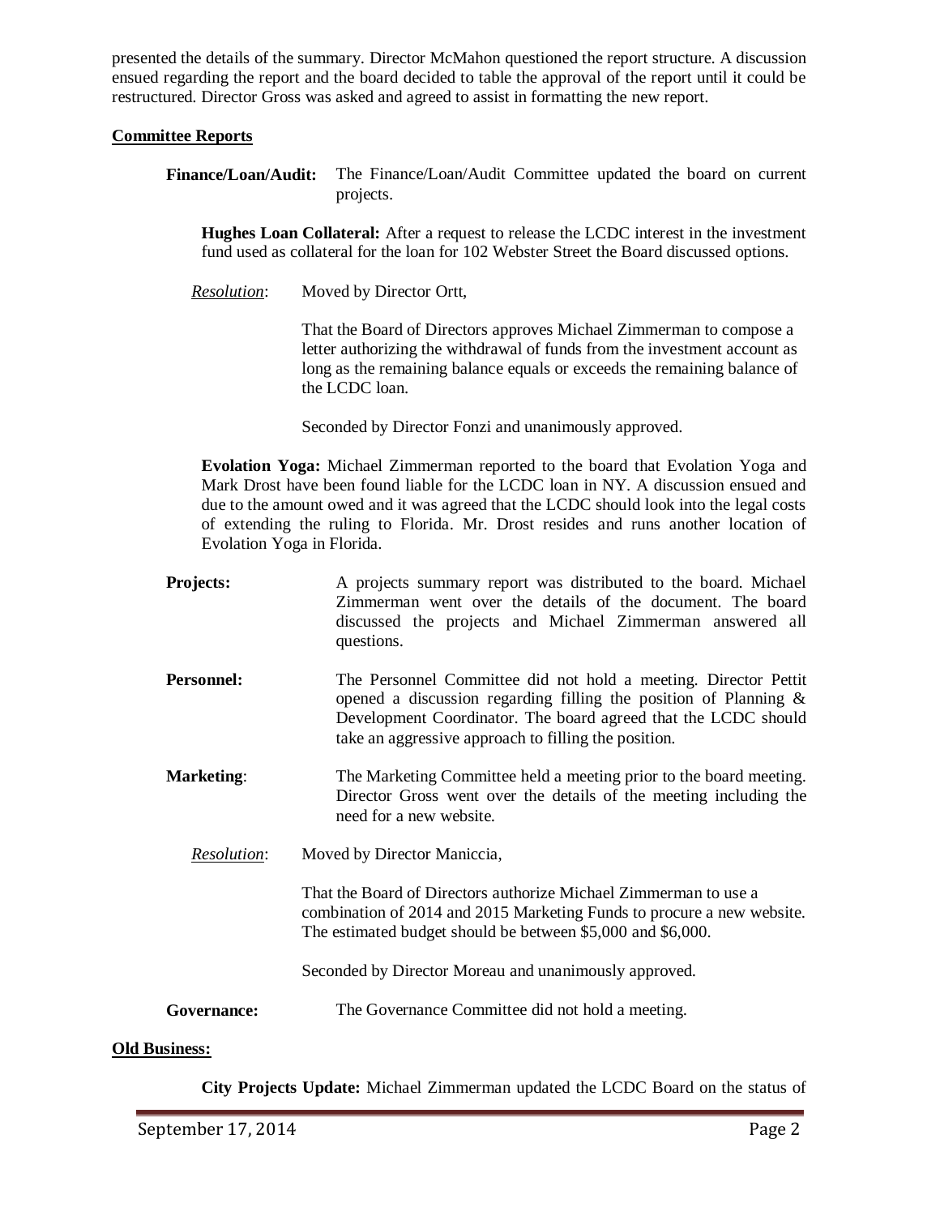presented the details of the summary. Director McMahon questioned the report structure. A discussion ensued regarding the report and the board decided to table the approval of the report until it could be restructured. Director Gross was asked and agreed to assist in formatting the new report.

**Committee Reports**

**Finance/Loan/Audit:** The Finance/Loan/Audit Committee updated the board on current projects.

**Hughes Loan Collateral:** After a request to release the LCDC interest in the investment fund used as collateral for the loan for 102 Webster Street the Board discussed options.

*Resolution*: Moved by Director Ortt,

That the Board of Directors approves Michael Zimmerman to compose a letter authorizing the withdrawal of funds from the investment account as long as the remaining balance equals or exceeds the remaining balance of the LCDC loan.

Seconded by Director Fonzi and unanimously approved.

**Evolation Yoga:** Michael Zimmerman reported to the board that Evolation Yoga and Mark Drost have been found liable for the LCDC loan in NY. A discussion ensued and due to the amount owed and it was agreed that the LCDC should look into the legal costs of extending the ruling to Florida. Mr. Drost resides and runs another location of Evolation Yoga in Florida.

**Projects:** A projects summary report was distributed to the board. Michael Zimmerman went over the details of the document. The board discussed the projects and Michael Zimmerman answered all questions.

**Personnel:** The Personnel Committee did not hold a meeting. Director Pettit opened a discussion regarding filling the position of Planning & Development Coordinator. The board agreed that the LCDC should take an aggressive approach to filling the position.

**Marketing**: The Marketing Committee held a meeting prior to the board meeting. Director Gross went over the details of the meeting including the need for a new website.

*Resolution*: Moved by Director Maniccia,

That the Board of Directors authorize Michael Zimmerman to use a combination of 2014 and 2015 Marketing Funds to procure a new website. The estimated budget should be between $5,000 and $6,000.

Seconded by Director Moreau and unanimously approved.

**Governance:** The Governance Committee did not hold a meeting.

**Old Business:**

**City Projects Update:** Michael Zimmerman updated the LCDC Board on the status of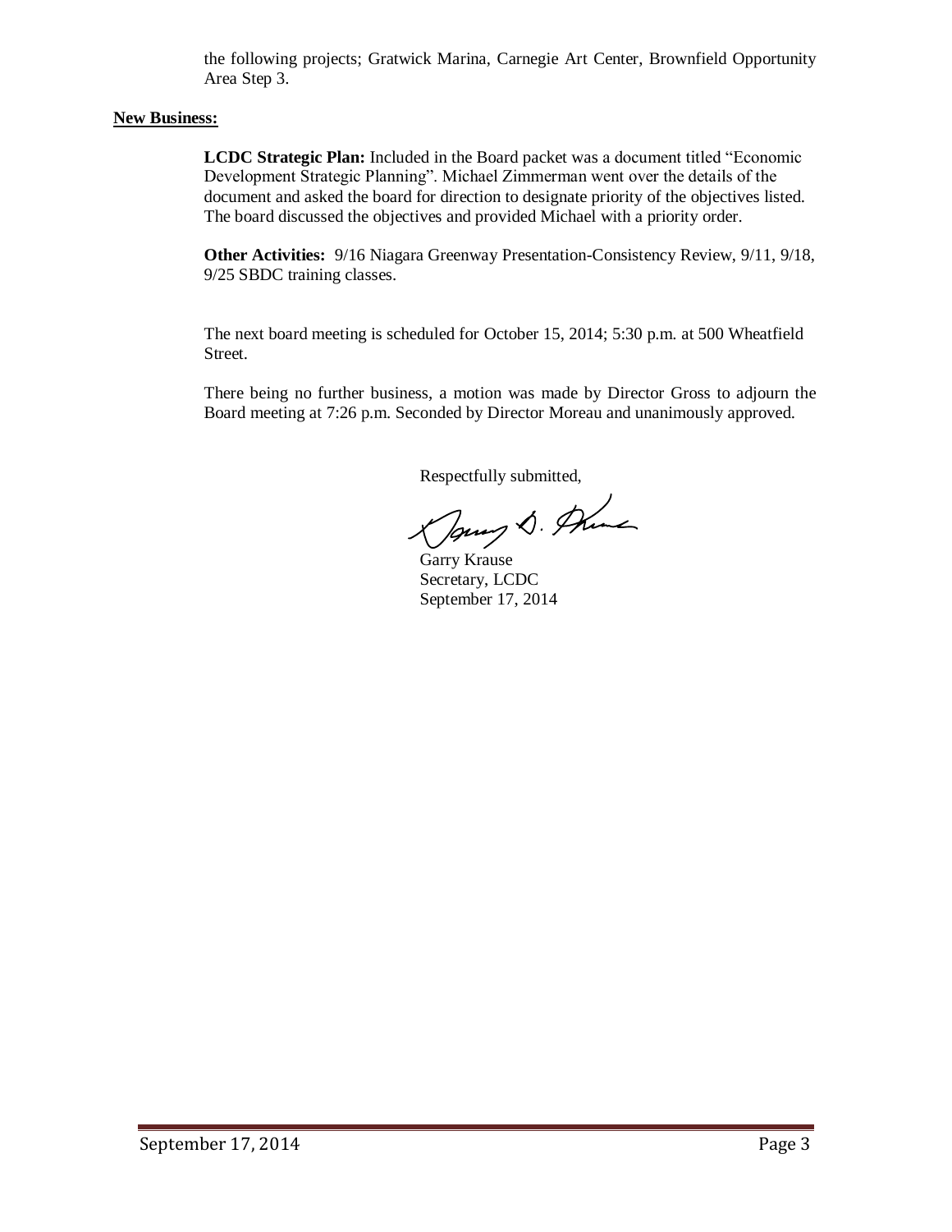the following projects; Gratwick Marina, Carnegie Art Center, Brownfield Opportunity Area Step 3.

**New Business:**

**LCDC Strategic Plan:** Included in the Board packet was a document titled "Economic Development Strategic Planning". Michael Zimmerman went over the details of the document and asked the board for direction to designate priority of the objectives listed. The board discussed the objectives and provided Michael with a priority order.

**Other Activities:** 9/16 Niagara Greenway Presentation-Consistency Review, 9/11, 9/18, 9/25 SBDC training classes.

The next board meeting is scheduled for October 15, 2014; 5:30 p.m. at 500 Wheatfield Street.

There being no further business, a motion was made by Director Gross to adjourn the Board meeting at 7:26 p.m. Seconded by Director Moreau and unanimously approved.

Respectfully submitted,

Garry Krause
Secretary, LCDC
September 17, 2014